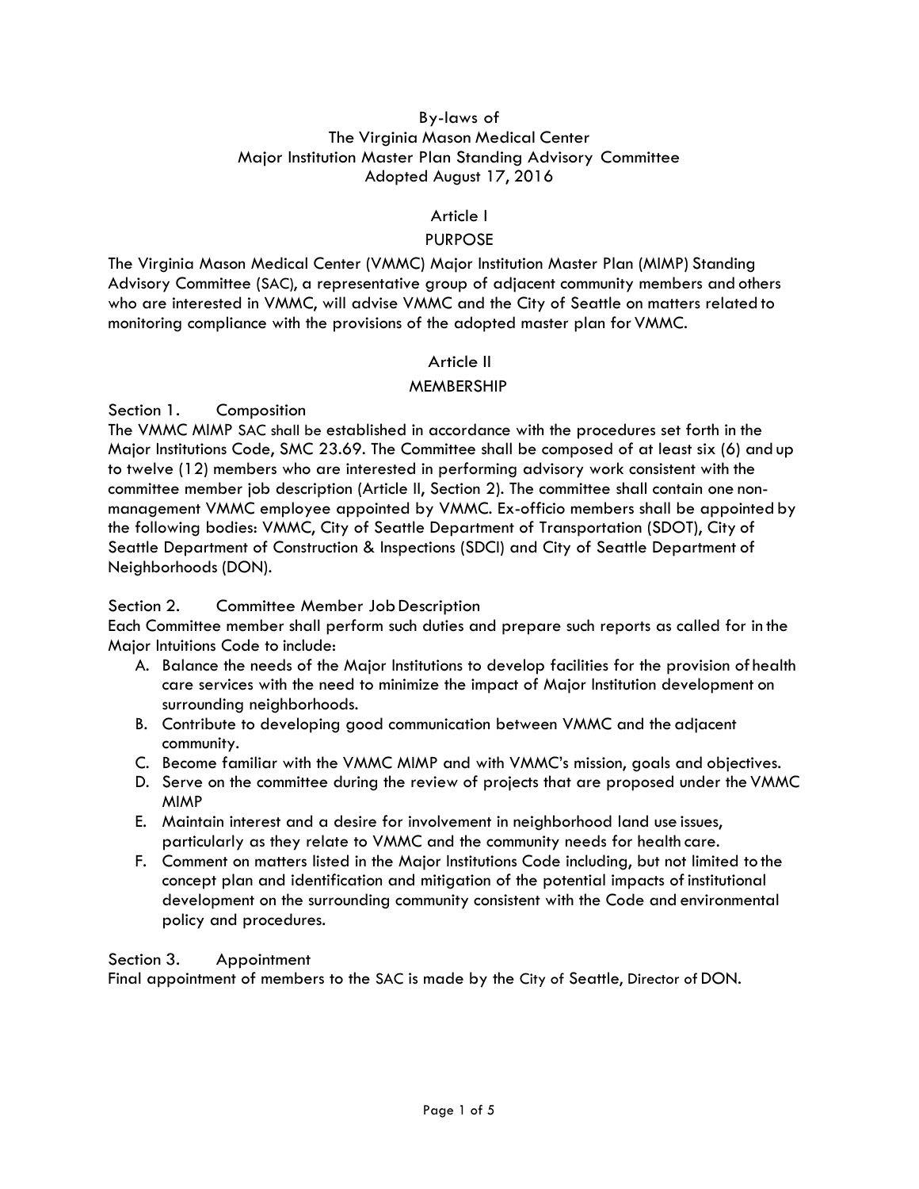# By-laws of The Virginia Mason Medical Center Major Institution Master Plan Standing Advisory Committee

Adopted August 17, 2016

## Article I

### PURPOSE

The Virginia Mason Medical Center (VMMC) Major Institution Master Plan (MIMP) Standing Advisory Committee (SAC), a representative group of adjacent community members and others who are interested in VMMC, will advise VMMC and the City of Seattle on matters related to monitoring compliance with the provisions of the adopted master plan for VMMC.

## Article II

### MEMBERSHIP

#### Section 1. Composition

The VMMC MIMP SAC shall be established in accordance with the procedures set forth in the Major Institutions Code, SMC 23.69. The Committee shall be composed of at least six (6) and up to twelve (12) members who are interested in performing advisory work consistent with the committee member job description (Article II, Section 2). The committee shall contain one non-management VMMC employee appointed by VMMC. Ex-officio members shall be appointed by the following bodies: VMMC, City of Seattle Department of Transportation (SDOT), City of Seattle Department of Construction & Inspections (SDCI) and City of Seattle Department of Neighborhoods (DON).

#### Section 2. Committee Member Job Description

Each Committee member shall perform such duties and prepare such reports as called for in the Major Intuitions Code to include:

A. Balance the needs of the Major Institutions to develop facilities for the provision of health care services with the need to minimize the impact of Major Institution development on surrounding neighborhoods.
B. Contribute to developing good communication between VMMC and the adjacent community.
C. Become familiar with the VMMC MIMP and with VMMC's mission, goals and objectives.
D. Serve on the committee during the review of projects that are proposed under the VMMC MIMP
E. Maintain interest and a desire for involvement in neighborhood land use issues, particularly as they relate to VMMC and the community needs for health care.
F. Comment on matters listed in the Major Institutions Code including, but not limited to the concept plan and identification and mitigation of the potential impacts of institutional development on the surrounding community consistent with the Code and environmental policy and procedures.

#### Section 3. Appointment

Final appointment of members to the SAC is made by the City of Seattle, Director of DON.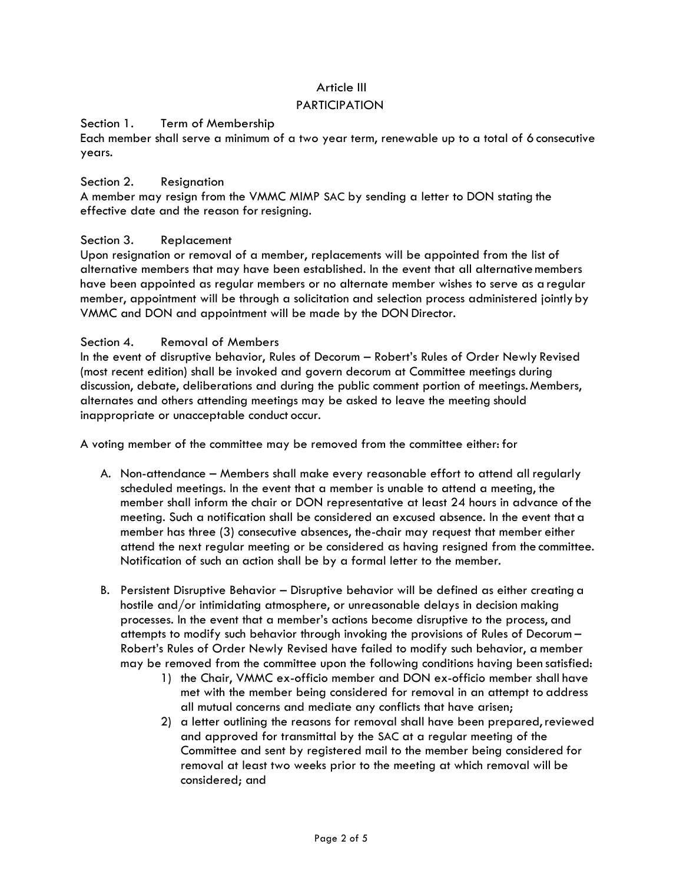# Article III
## PARTICIPATION

Section 1. Term of Membership
Each member shall serve a minimum of a two year term, renewable up to a total of 6 consecutive years.

Section 2. Resignation
A member may resign from the VMMC MIMP SAC by sending a letter to DON stating the effective date and the reason for resigning.

Section 3. Replacement
Upon resignation or removal of a member, replacements will be appointed from the list of alternative members that may have been established. In the event that all alternative members have been appointed as regular members or no alternate member wishes to serve as a regular member, appointment will be through a solicitation and selection process administered jointly by VMMC and DON and appointment will be made by the DON Director.

Section 4. Removal of Members
In the event of disruptive behavior, Rules of Decorum – Robert's Rules of Order Newly Revised (most recent edition) shall be invoked and govern decorum at Committee meetings during discussion, debate, deliberations and during the public comment portion of meetings. Members, alternates and others attending meetings may be asked to leave the meeting should inappropriate or unacceptable conduct occur.

A voting member of the committee may be removed from the committee either: for

A. Non-attendance – Members shall make every reasonable effort to attend all regularly scheduled meetings. In the event that a member is unable to attend a meeting, the member shall inform the chair or DON representative at least 24 hours in advance of the meeting. Such a notification shall be considered an excused absence. In the event that a member has three (3) consecutive absences, the-chair may request that member either attend the next regular meeting or be considered as having resigned from the committee. Notification of such an action shall be by a formal letter to the member.

B. Persistent Disruptive Behavior – Disruptive behavior will be defined as either creating a hostile and/or intimidating atmosphere, or unreasonable delays in decision making processes. In the event that a member's actions become disruptive to the process, and attempts to modify such behavior through invoking the provisions of Rules of Decorum – Robert's Rules of Order Newly Revised have failed to modify such behavior, a member may be removed from the committee upon the following conditions having been satisfied:
    1) the Chair, VMMC ex-officio member and DON ex-officio member shall have met with the member being considered for removal in an attempt to address all mutual concerns and mediate any conflicts that have arisen;
    2) a letter outlining the reasons for removal shall have been prepared, reviewed and approved for transmittal by the SAC at a regular meeting of the Committee and sent by registered mail to the member being considered for removal at least two weeks prior to the meeting at which removal will be considered; and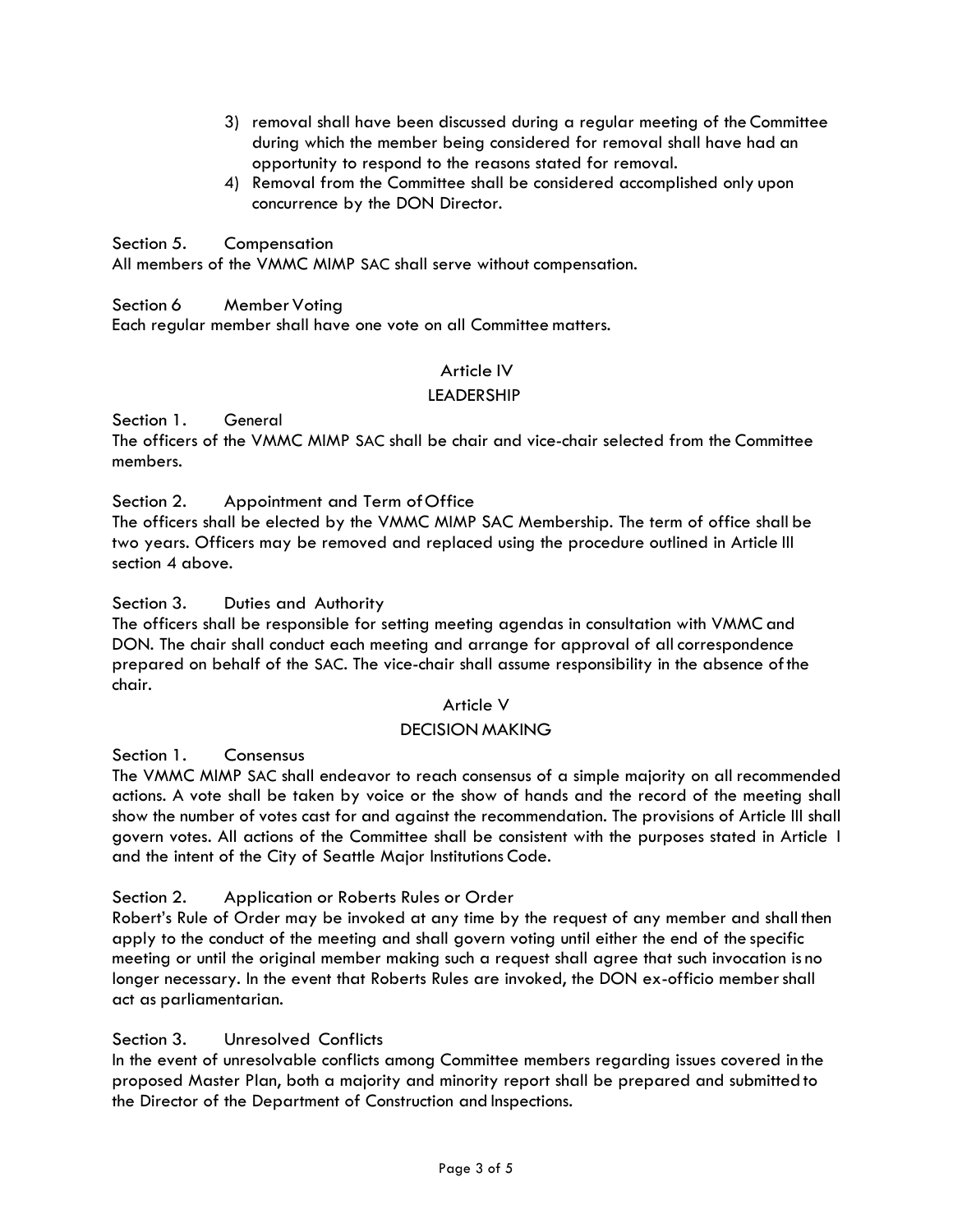3) removal shall have been discussed during a regular meeting of the Committee during which the member being considered for removal shall have had an opportunity to respond to the reasons stated for removal.
4) Removal from the Committee shall be considered accomplished only upon concurrence by the DON Director.

Section 5. Compensation

All members of the VMMC MIMP SAC shall serve without compensation.

Section 6 Member Voting

Each regular member shall have one vote on all Committee matters.

## Article IV

## LEADERSHIP

Section 1. General

The officers of the VMMC MIMP SAC shall be chair and vice-chair selected from the Committee members.

Section 2. Appointment and Term of Office

The officers shall be elected by the VMMC MIMP SAC Membership. The term of office shall be two years. Officers may be removed and replaced using the procedure outlined in Article III section 4 above.

Section 3. Duties and Authority

The officers shall be responsible for setting meeting agendas in consultation with VMMC and DON. The chair shall conduct each meeting and arrange for approval of all correspondence prepared on behalf of the SAC. The vice-chair shall assume responsibility in the absence of the chair.

## Article V

## DECISION MAKING

Section 1. Consensus

The VMMC MIMP SAC shall endeavor to reach consensus of a simple majority on all recommended actions. A vote shall be taken by voice or the show of hands and the record of the meeting shall show the number of votes cast for and against the recommendation. The provisions of Article III shall govern votes. All actions of the Committee shall be consistent with the purposes stated in Article I and the intent of the City of Seattle Major Institutions Code.

Section 2. Application or Roberts Rules or Order

Robert's Rule of Order may be invoked at any time by the request of any member and shall then apply to the conduct of the meeting and shall govern voting until either the end of the specific meeting or until the original member making such a request shall agree that such invocation is no longer necessary. In the event that Roberts Rules are invoked, the DON ex-officio member shall act as parliamentarian.

Section 3. Unresolved Conflicts

In the event of unresolvable conflicts among Committee members regarding issues covered in the proposed Master Plan, both a majority and minority report shall be prepared and submitted to the Director of the Department of Construction and Inspections.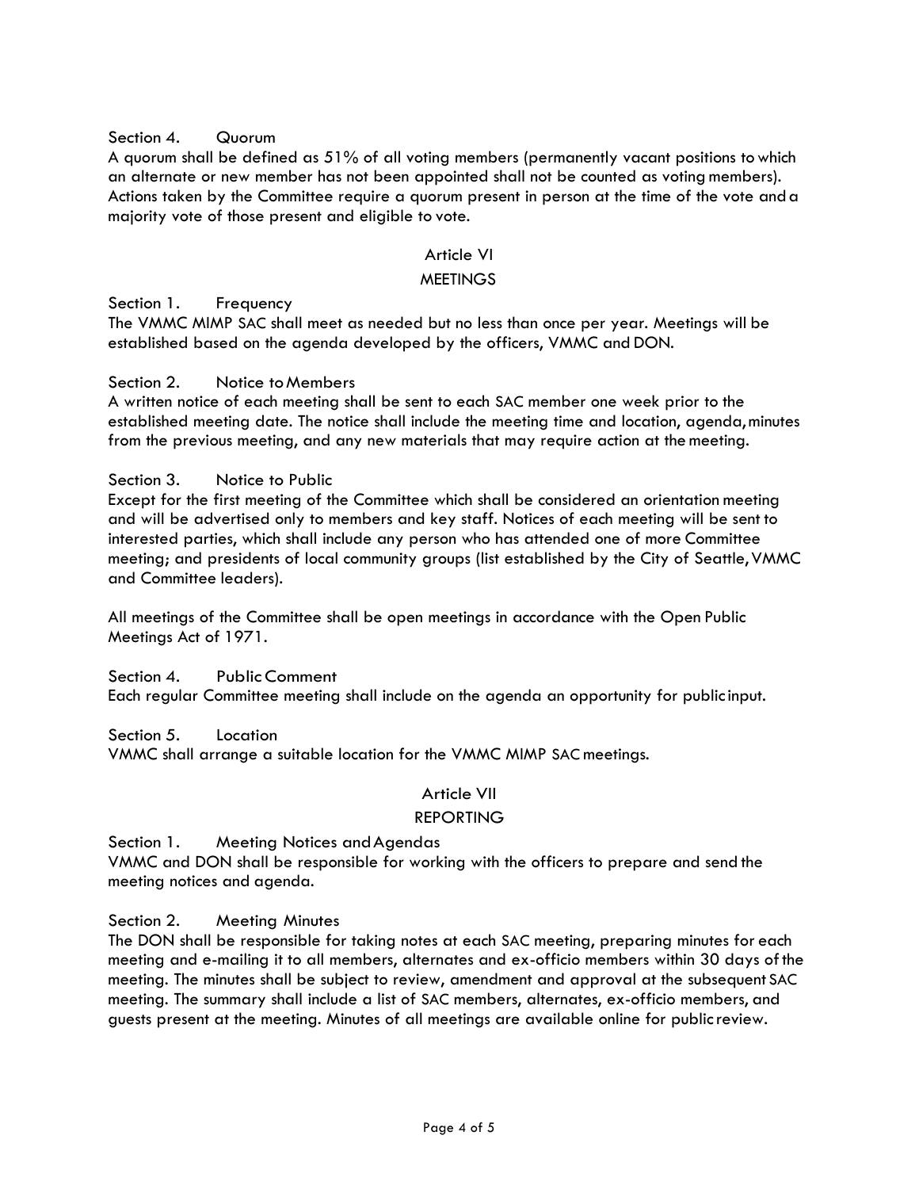Section 4. Quorum

A quorum shall be defined as 51% of all voting members (permanently vacant positions to which an alternate or new member has not been appointed shall not be counted as voting members). Actions taken by the Committee require a quorum present in person at the time of the vote and a majority vote of those present and eligible to vote.

## Article VI

## MEETINGS

Section 1. Frequency

The VMMC MIMP SAC shall meet as needed but no less than once per year. Meetings will be established based on the agenda developed by the officers, VMMC and DON.

Section 2. Notice to Members

A written notice of each meeting shall be sent to each SAC member one week prior to the established meeting date. The notice shall include the meeting time and location, agenda, minutes from the previous meeting, and any new materials that may require action at the meeting.

Section 3. Notice to Public

Except for the first meeting of the Committee which shall be considered an orientation meeting and will be advertised only to members and key staff. Notices of each meeting will be sent to interested parties, which shall include any person who has attended one of more Committee meeting; and presidents of local community groups (list established by the City of Seattle, VMMC and Committee leaders).

All meetings of the Committee shall be open meetings in accordance with the Open Public Meetings Act of 1971.

Section 4. Public Comment

Each regular Committee meeting shall include on the agenda an opportunity for public input.

Section 5. Location

VMMC shall arrange a suitable location for the VMMC MIMP SAC meetings.

## Article VII

## REPORTING

Section 1. Meeting Notices and Agendas

VMMC and DON shall be responsible for working with the officers to prepare and send the meeting notices and agenda.

Section 2. Meeting Minutes

The DON shall be responsible for taking notes at each SAC meeting, preparing minutes for each meeting and e-mailing it to all members, alternates and ex-officio members within 30 days of the meeting. The minutes shall be subject to review, amendment and approval at the subsequent SAC meeting. The summary shall include a list of SAC members, alternates, ex-officio members, and guests present at the meeting. Minutes of all meetings are available online for public review.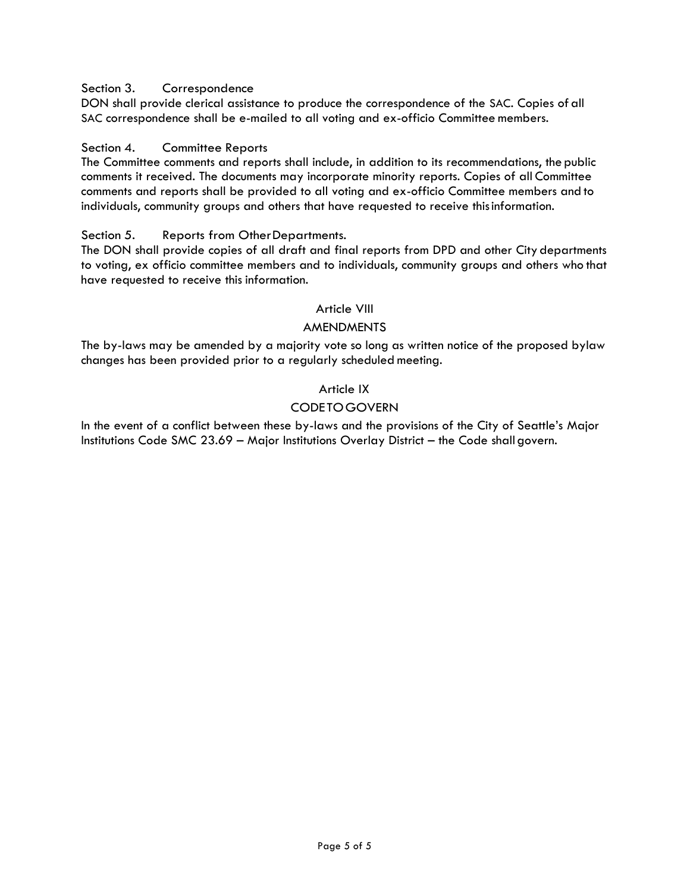Section 3. Correspondence

DON shall provide clerical assistance to produce the correspondence of the SAC. Copies of all SAC correspondence shall be e-mailed to all voting and ex-officio Committee members.

Section 4. Committee Reports

The Committee comments and reports shall include, in addition to its recommendations, the public comments it received. The documents may incorporate minority reports. Copies of all Committee comments and reports shall be provided to all voting and ex-officio Committee members and to individuals, community groups and others that have requested to receive this information.

Section 5. Reports from Other Departments.

The DON shall provide copies of all draft and final reports from DPD and other City departments to voting, ex officio committee members and to individuals, community groups and others who that have requested to receive this information.

## Article VIII

## AMENDMENTS

The by-laws may be amended by a majority vote so long as written notice of the proposed bylaw changes has been provided prior to a regularly scheduled meeting.

## Article IX

## CODE TO GOVERN

In the event of a conflict between these by-laws and the provisions of the City of Seattle's Major Institutions Code SMC 23.69 – Major Institutions Overlay District – the Code shall govern.